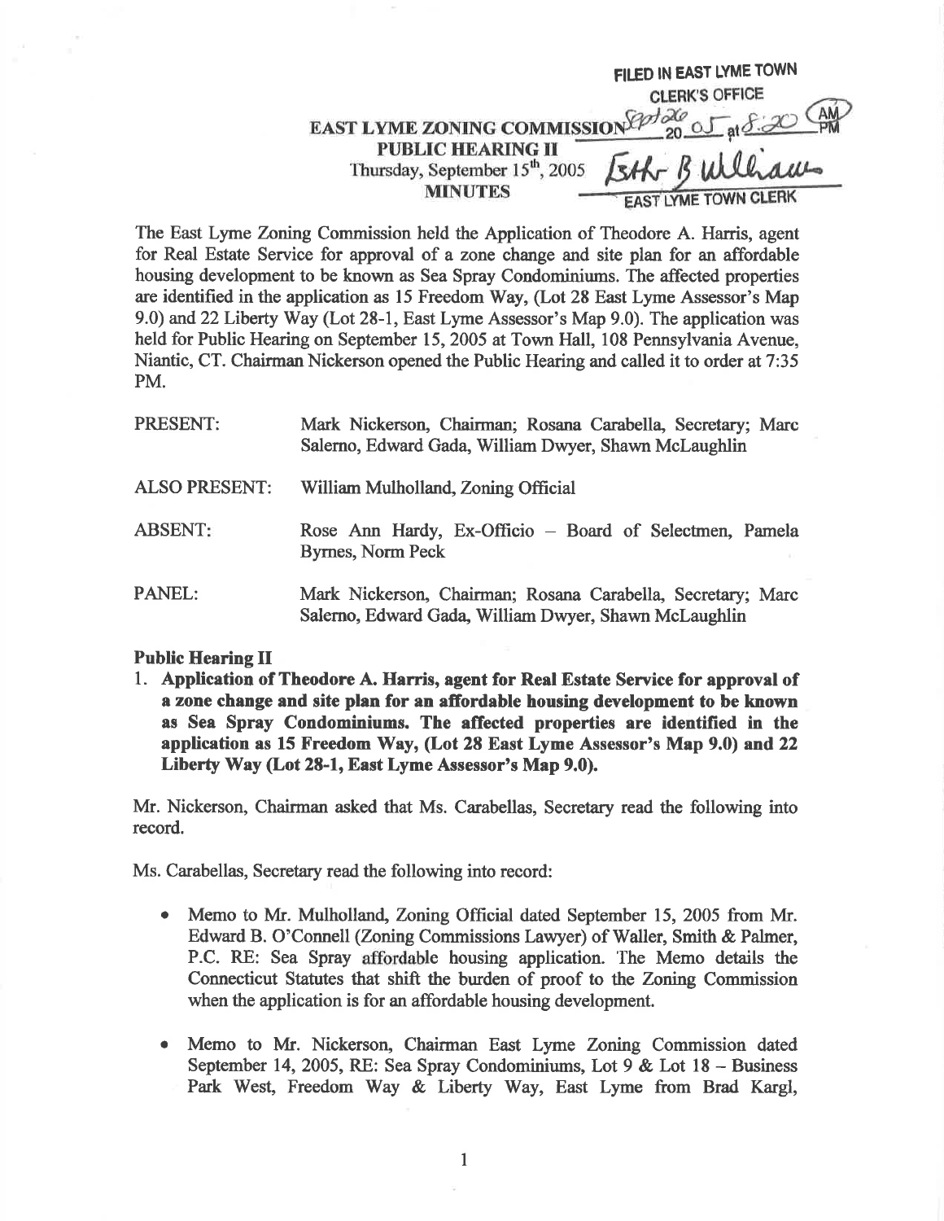FILED IN EAST LYME TOWN CLERK'S OFFICE
Sept 26 2005 at 8:20 AM
Beth B Williams
EAST LYME TOWN CLERK

**EAST LYME ZONING COMMISSION**
**PUBLIC HEARING II**
Thursday, September 15th, 2005
**MINUTES**

The East Lyme Zoning Commission held the Application of Theodore A. Harris, agent for Real Estate Service for approval of a zone change and site plan for an affordable housing development to be known as Sea Spray Condominiums. The affected properties are identified in the application as 15 Freedom Way, (Lot 28 East Lyme Assessor's Map 9.0) and 22 Liberty Way (Lot 28-1, East Lyme Assessor's Map 9.0). The application was held for Public Hearing on September 15, 2005 at Town Hall, 108 Pennsylvania Avenue, Niantic, CT. Chairman Nickerson opened the Public Hearing and called it to order at 7:35 PM.

| | |
|---|---|
| PRESENT: | Mark Nickerson, Chairman; Rosana Carabella, Secretary; Marc Salerno, Edward Gada, William Dwyer, Shawn McLaughlin |
| ALSO PRESENT: | William Mulholland, Zoning Official |
| ABSENT: | Rose Ann Hardy, Ex-Officio – Board of Selectmen, Pamela Byrnes, Norm Peck |
| PANEL: | Mark Nickerson, Chairman; Rosana Carabella, Secretary; Marc Salerno, Edward Gada, William Dwyer, Shawn McLaughlin |

**Public Hearing II**

1. **Application of Theodore A. Harris, agent for Real Estate Service for approval of a zone change and site plan for an affordable housing development to be known as Sea Spray Condominiums. The affected properties are identified in the application as 15 Freedom Way, (Lot 28 East Lyme Assessor's Map 9.0) and 22 Liberty Way (Lot 28-1, East Lyme Assessor's Map 9.0).**

Mr. Nickerson, Chairman asked that Ms. Carabellas, Secretary read the following into record.

Ms. Carabellas, Secretary read the following into record:

- Memo to Mr. Mulholland, Zoning Official dated September 15, 2005 from Mr. Edward B. O'Connell (Zoning Commissions Lawyer) of Waller, Smith & Palmer, P.C. RE: Sea Spray affordable housing application. The Memo details the Connecticut Statutes that shift the burden of proof to the Zoning Commission when the application is for an affordable housing development.

- Memo to Mr. Nickerson, Chairman East Lyme Zoning Commission dated September 14, 2005, RE: Sea Spray Condominiums, Lot 9 & Lot 18 – Business Park West, Freedom Way & Liberty Way, East Lyme from Brad Kargl,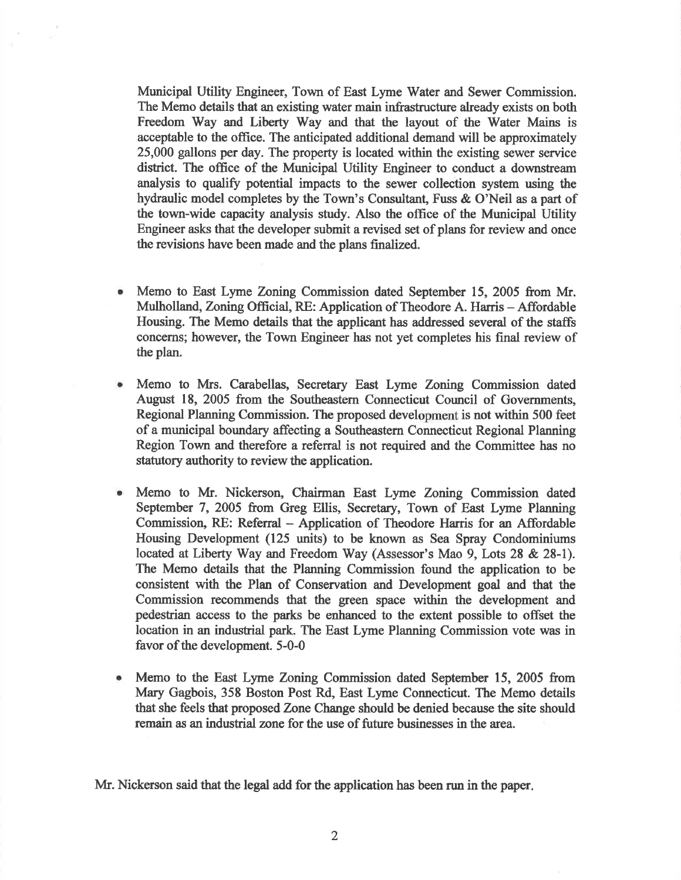Municipal Utility Engineer, Town of East Lyme Water and Sewer Commission. The Memo details that an existing water main infrastructure already exists on both Freedom Way and Liberty Way and that the layout of the Water Mains is acceptable to the office. The anticipated additional demand will be approximately 25,000 gallons per day. The property is located within the existing sewer service district. The office of the Municipal Utility Engineer to conduct a downstream analysis to qualify potential impacts to the sewer collection system using the hydraulic model completes by the Town's Consultant, Fuss & O'Neil as a part of the town-wide capacity analysis study. Also the office of the Municipal Utility Engineer asks that the developer submit a revised set of plans for review and once the revisions have been made and the plans finalized.

- Memo to East Lyme Zoning Commission dated September 15, 2005 from Mr. Mulholland, Zoning Official, RE: Application of Theodore A. Harris – Affordable Housing. The Memo details that the applicant has addressed several of the staffs concerns; however, the Town Engineer has not yet completes his final review of the plan.

- Memo to Mrs. Carabellas, Secretary East Lyme Zoning Commission dated August 18, 2005 from the Southeastern Connecticut Council of Governments, Regional Planning Commission. The proposed development is not within 500 feet of a municipal boundary affecting a Southeastern Connecticut Regional Planning Region Town and therefore a referral is not required and the Committee has no statutory authority to review the application.

- Memo to Mr. Nickerson, Chairman East Lyme Zoning Commission dated September 7, 2005 from Greg Ellis, Secretary, Town of East Lyme Planning Commission, RE: Referral – Application of Theodore Harris for an Affordable Housing Development (125 units) to be known as Sea Spray Condominiums located at Liberty Way and Freedom Way (Assessor's Mao 9, Lots 28 & 28-1). The Memo details that the Planning Commission found the application to be consistent with the Plan of Conservation and Development goal and that the Commission recommends that the green space within the development and pedestrian access to the parks be enhanced to the extent possible to offset the location in an industrial park. The East Lyme Planning Commission vote was in favor of the development. 5-0-0

- Memo to the East Lyme Zoning Commission dated September 15, 2005 from Mary Gagbois, 358 Boston Post Rd, East Lyme Connecticut. The Memo details that she feels that proposed Zone Change should be denied because the site should remain as an industrial zone for the use of future businesses in the area.

Mr. Nickerson said that the legal add for the application has been run in the paper.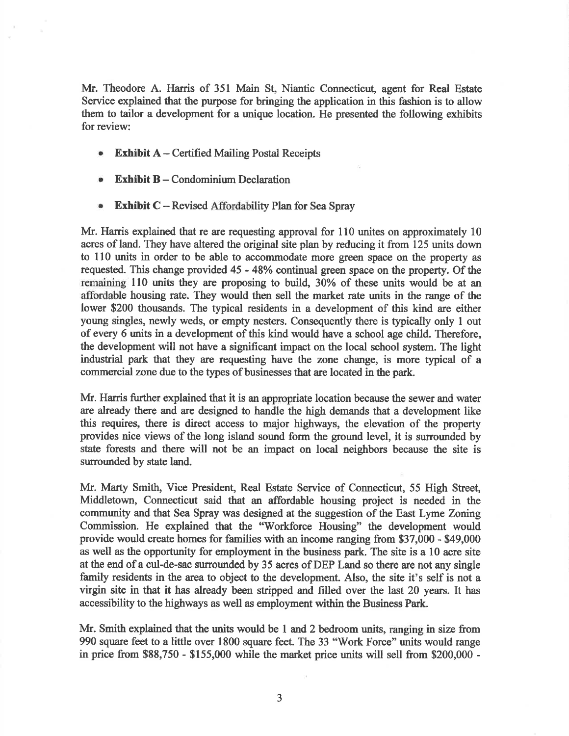Mr. Theodore A. Harris of 351 Main St, Niantic Connecticut, agent for Real Estate Service explained that the purpose for bringing the application in this fashion is to allow them to tailor a development for a unique location. He presented the following exhibits for review:

- **Exhibit A** – Certified Mailing Postal Receipts
- **Exhibit B** – Condominium Declaration
- **Exhibit C** – Revised Affordability Plan for Sea Spray

Mr. Harris explained that re are requesting approval for 110 unites on approximately 10 acres of land. They have altered the original site plan by reducing it from 125 units down to 110 units in order to be able to accommodate more green space on the property as requested. This change provided 45 - 48% continual green space on the property. Of the remaining 110 units they are proposing to build, 30% of these units would be at an affordable housing rate. They would then sell the market rate units in the range of the lower $200 thousands. The typical residents in a development of this kind are either young singles, newly weds, or empty nesters. Consequently there is typically only 1 out of every 6 units in a development of this kind would have a school age child. Therefore, the development will not have a significant impact on the local school system. The light industrial park that they are requesting have the zone change, is more typical of a commercial zone due to the types of businesses that are located in the park.

Mr. Harris further explained that it is an appropriate location because the sewer and water are already there and are designed to handle the high demands that a development like this requires, there is direct access to major highways, the elevation of the property provides nice views of the long island sound form the ground level, it is surrounded by state forests and there will not be an impact on local neighbors because the site is surrounded by state land.

Mr. Marty Smith, Vice President, Real Estate Service of Connecticut, 55 High Street, Middletown, Connecticut said that an affordable housing project is needed in the community and that Sea Spray was designed at the suggestion of the East Lyme Zoning Commission. He explained that the "Workforce Housing" the development would provide would create homes for families with an income ranging from $37,000 - $49,000 as well as the opportunity for employment in the business park. The site is a 10 acre site at the end of a cul-de-sac surrounded by 35 acres of DEP Land so there are not any single family residents in the area to object to the development. Also, the site it's self is not a virgin site in that it has already been stripped and filled over the last 20 years. It has accessibility to the highways as well as employment within the Business Park.

Mr. Smith explained that the units would be 1 and 2 bedroom units, ranging in size from 990 square feet to a little over 1800 square feet. The 33 "Work Force" units would range in price from $88,750 - $155,000 while the market price units will sell from $200,000 -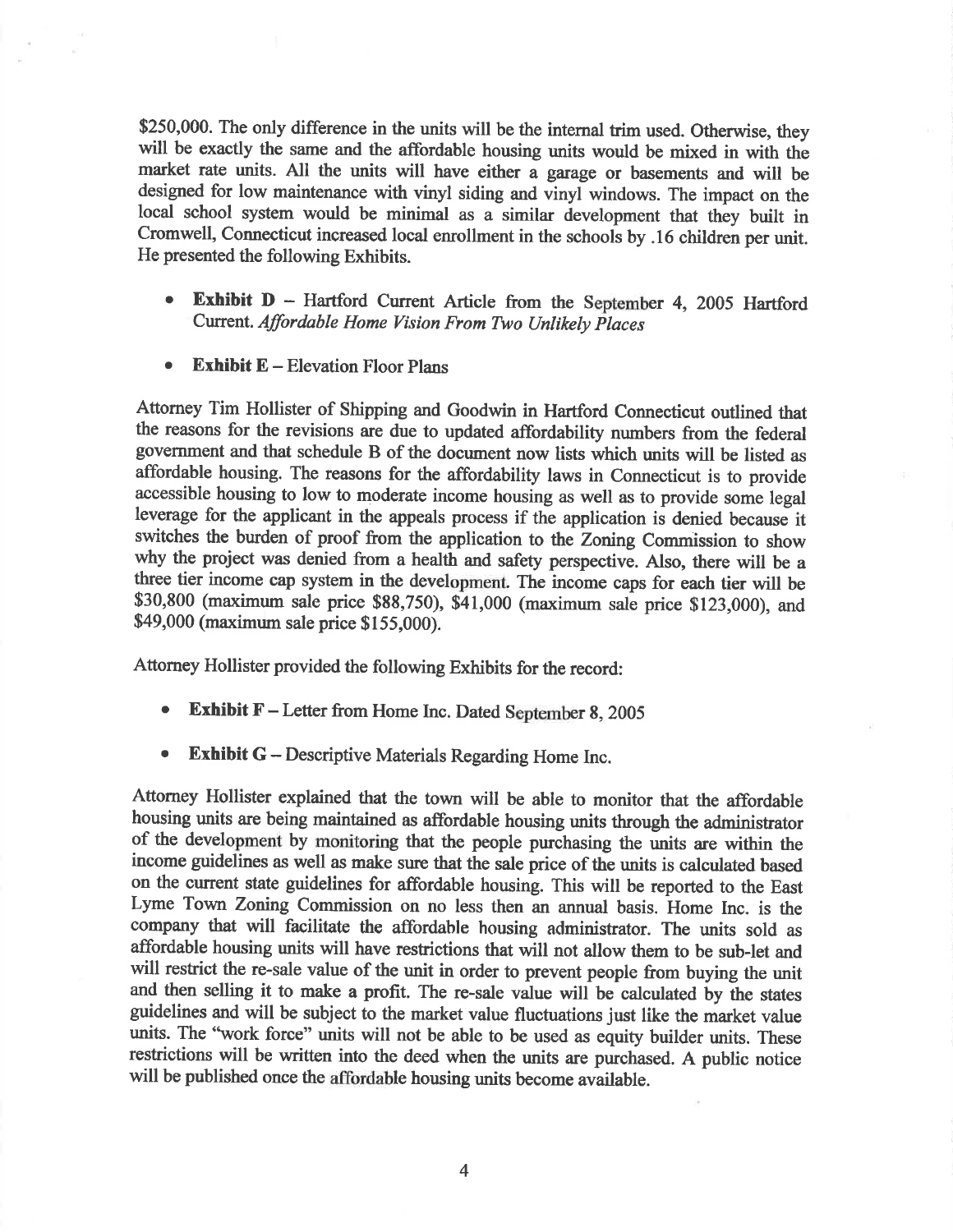$250,000. The only difference in the units will be the internal trim used. Otherwise, they will be exactly the same and the affordable housing units would be mixed in with the market rate units. All the units will have either a garage or basements and will be designed for low maintenance with vinyl siding and vinyl windows. The impact on the local school system would be minimal as a similar development that they built in Cromwell, Connecticut increased local enrollment in the schools by .16 children per unit. He presented the following Exhibits.

- **Exhibit D** – Hartford Current Article from the September 4, 2005 Hartford Current. *Affordable Home Vision From Two Unlikely Places*
- **Exhibit E** – Elevation Floor Plans

Attorney Tim Hollister of Shipping and Goodwin in Hartford Connecticut outlined that the reasons for the revisions are due to updated affordability numbers from the federal government and that schedule B of the document now lists which units will be listed as affordable housing. The reasons for the affordability laws in Connecticut is to provide accessible housing to low to moderate income housing as well as to provide some legal leverage for the applicant in the appeals process if the application is denied because it switches the burden of proof from the application to the Zoning Commission to show why the project was denied from a health and safety perspective. Also, there will be a three tier income cap system in the development. The income caps for each tier will be $30,800 (maximum sale price $88,750), $41,000 (maximum sale price $123,000), and $49,000 (maximum sale price $155,000).

Attorney Hollister provided the following Exhibits for the record:

- **Exhibit F** – Letter from Home Inc. Dated September 8, 2005
- **Exhibit G** – Descriptive Materials Regarding Home Inc.

Attorney Hollister explained that the town will be able to monitor that the affordable housing units are being maintained as affordable housing units through the administrator of the development by monitoring that the people purchasing the units are within the income guidelines as well as make sure that the sale price of the units is calculated based on the current state guidelines for affordable housing. This will be reported to the East Lyme Town Zoning Commission on no less then an annual basis. Home Inc. is the company that will facilitate the affordable housing administrator. The units sold as affordable housing units will have restrictions that will not allow them to be sub-let and will restrict the re-sale value of the unit in order to prevent people from buying the unit and then selling it to make a profit. The re-sale value will be calculated by the states guidelines and will be subject to the market value fluctuations just like the market value units. The "work force" units will not be able to be used as equity builder units. These restrictions will be written into the deed when the units are purchased. A public notice will be published once the affordable housing units become available.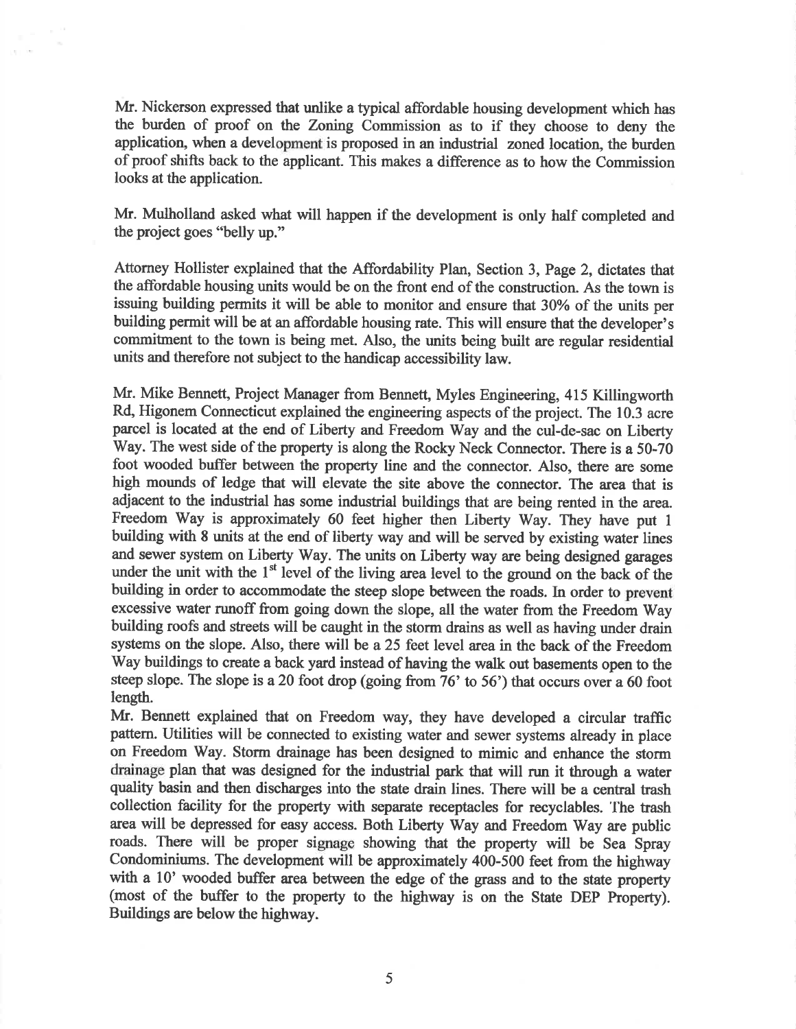Mr. Nickerson expressed that unlike a typical affordable housing development which has the burden of proof on the Zoning Commission as to if they choose to deny the application, when a development is proposed in an industrial zoned location, the burden of proof shifts back to the applicant. This makes a difference as to how the Commission looks at the application.

Mr. Mulholland asked what will happen if the development is only half completed and the project goes "belly up."

Attorney Hollister explained that the Affordability Plan, Section 3, Page 2, dictates that the affordable housing units would be on the front end of the construction. As the town is issuing building permits it will be able to monitor and ensure that 30% of the units per building permit will be at an affordable housing rate. This will ensure that the developer's commitment to the town is being met. Also, the units being built are regular residential units and therefore not subject to the handicap accessibility law.

Mr. Mike Bennett, Project Manager from Bennett, Myles Engineering, 415 Killingworth Rd, Higonem Connecticut explained the engineering aspects of the project. The 10.3 acre parcel is located at the end of Liberty and Freedom Way and the cul-de-sac on Liberty Way. The west side of the property is along the Rocky Neck Connector. There is a 50-70 foot wooded buffer between the property line and the connector. Also, there are some high mounds of ledge that will elevate the site above the connector. The area that is adjacent to the industrial has some industrial buildings that are being rented in the area. Freedom Way is approximately 60 feet higher then Liberty Way. They have put 1 building with 8 units at the end of liberty way and will be served by existing water lines and sewer system on Liberty Way. The units on Liberty way are being designed garages under the unit with the 1st level of the living area level to the ground on the back of the building in order to accommodate the steep slope between the roads. In order to prevent excessive water runoff from going down the slope, all the water from the Freedom Way building roofs and streets will be caught in the storm drains as well as having under drain systems on the slope. Also, there will be a 25 feet level area in the back of the Freedom Way buildings to create a back yard instead of having the walk out basements open to the steep slope. The slope is a 20 foot drop (going from 76' to 56') that occurs over a 60 foot length.

Mr. Bennett explained that on Freedom way, they have developed a circular traffic pattern. Utilities will be connected to existing water and sewer systems already in place on Freedom Way. Storm drainage has been designed to mimic and enhance the storm drainage plan that was designed for the industrial park that will run it through a water quality basin and then discharges into the state drain lines. There will be a central trash collection facility for the property with separate receptacles for recyclables. The trash area will be depressed for easy access. Both Liberty Way and Freedom Way are public roads. There will be proper signage showing that the property will be Sea Spray Condominiums. The development will be approximately 400-500 feet from the highway with a 10' wooded buffer area between the edge of the grass and to the state property (most of the buffer to the property to the highway is on the State DEP Property). Buildings are below the highway.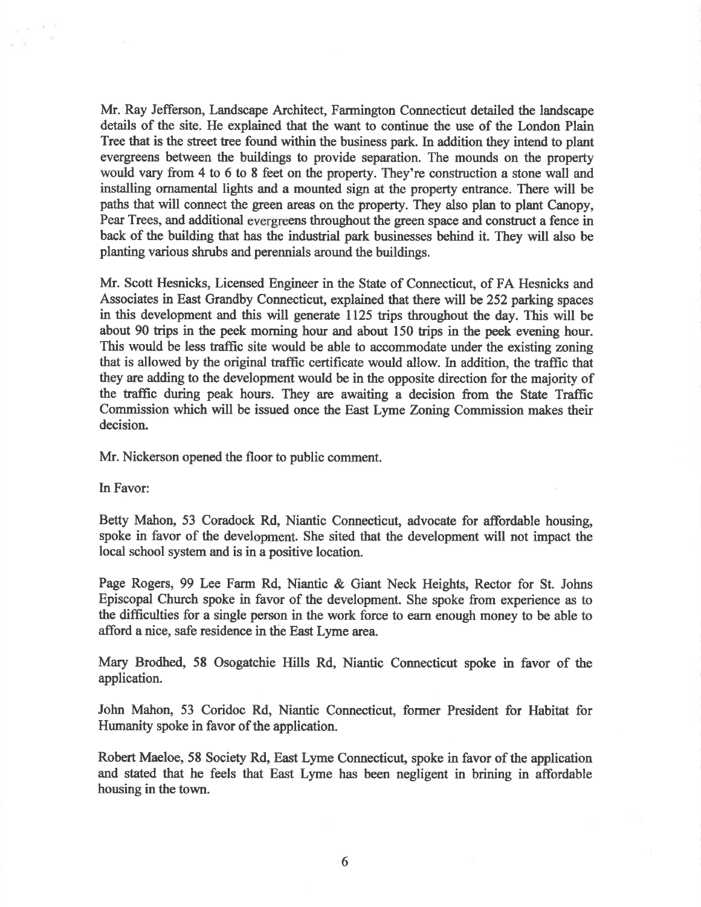Mr. Ray Jefferson, Landscape Architect, Farmington Connecticut detailed the landscape details of the site. He explained that the want to continue the use of the London Plain Tree that is the street tree found within the business park. In addition they intend to plant evergreens between the buildings to provide separation. The mounds on the property would vary from 4 to 6 to 8 feet on the property. They're construction a stone wall and installing ornamental lights and a mounted sign at the property entrance. There will be paths that will connect the green areas on the property. They also plan to plant Canopy, Pear Trees, and additional evergreens throughout the green space and construct a fence in back of the building that has the industrial park businesses behind it. They will also be planting various shrubs and perennials around the buildings.

Mr. Scott Hesnicks, Licensed Engineer in the State of Connecticut, of FA Hesnicks and Associates in East Grandby Connecticut, explained that there will be 252 parking spaces in this development and this will generate 1125 trips throughout the day. This will be about 90 trips in the peek morning hour and about 150 trips in the peek evening hour. This would be less traffic site would be able to accommodate under the existing zoning that is allowed by the original traffic certificate would allow. In addition, the traffic that they are adding to the development would be in the opposite direction for the majority of the traffic during peak hours. They are awaiting a decision from the State Traffic Commission which will be issued once the East Lyme Zoning Commission makes their decision.

Mr. Nickerson opened the floor to public comment.

In Favor:

Betty Mahon, 53 Coradock Rd, Niantic Connecticut, advocate for affordable housing, spoke in favor of the development. She sited that the development will not impact the local school system and is in a positive location.

Page Rogers, 99 Lee Farm Rd, Niantic & Giant Neck Heights, Rector for St. Johns Episcopal Church spoke in favor of the development. She spoke from experience as to the difficulties for a single person in the work force to earn enough money to be able to afford a nice, safe residence in the East Lyme area.

Mary Brodhed, 58 Osogatchie Hills Rd, Niantic Connecticut spoke in favor of the application.

John Mahon, 53 Coridoc Rd, Niantic Connecticut, former President for Habitat for Humanity spoke in favor of the application.

Robert Maeloe, 58 Society Rd, East Lyme Connecticut, spoke in favor of the application and stated that he feels that East Lyme has been negligent in brining in affordable housing in the town.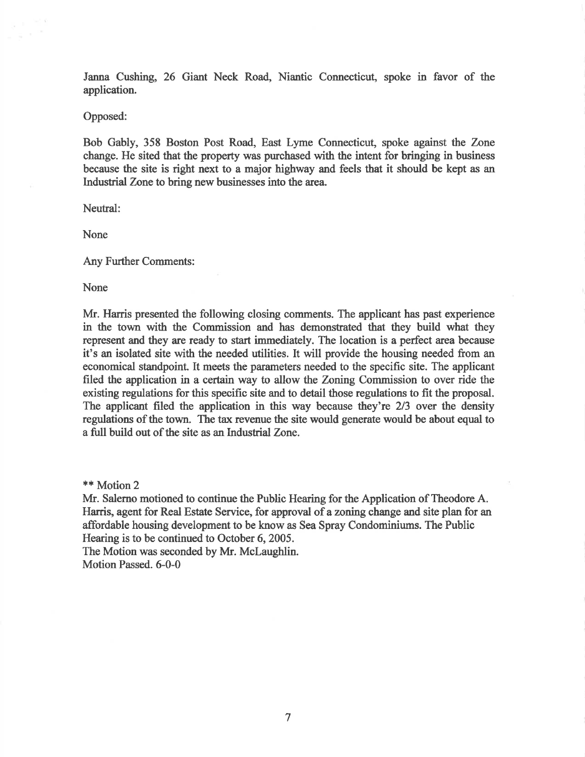Janna Cushing, 26 Giant Neck Road, Niantic Connecticut, spoke in favor of the application.

Opposed:

Bob Gably, 358 Boston Post Road, East Lyme Connecticut, spoke against the Zone change. He sited that the property was purchased with the intent for bringing in business because the site is right next to a major highway and feels that it should be kept as an Industrial Zone to bring new businesses into the area.

Neutral:

None

Any Further Comments:

None

Mr. Harris presented the following closing comments. The applicant has past experience in the town with the Commission and has demonstrated that they build what they represent and they are ready to start immediately. The location is a perfect area because it's an isolated site with the needed utilities. It will provide the housing needed from an economical standpoint. It meets the parameters needed to the specific site. The applicant filed the application in a certain way to allow the Zoning Commission to over ride the existing regulations for this specific site and to detail those regulations to fit the proposal. The applicant filed the application in this way because they're 2/3 over the density regulations of the town. The tax revenue the site would generate would be about equal to a full build out of the site as an Industrial Zone.

** Motion 2
Mr. Salerno motioned to continue the Public Hearing for the Application of Theodore A. Harris, agent for Real Estate Service, for approval of a zoning change and site plan for an affordable housing development to be know as Sea Spray Condominiums. The Public Hearing is to be continued to October 6, 2005.
The Motion was seconded by Mr. McLaughlin.
Motion Passed. 6-0-0